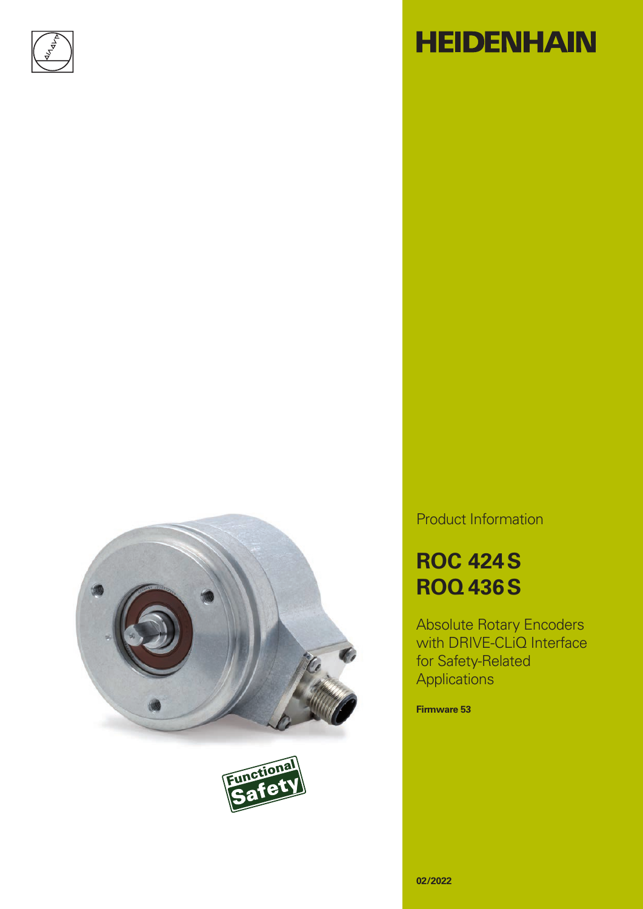# HEIDENHAIN

Product Information

## ROC 424 S
## ROQ 436 S

Absolute Rotary Encoders with DRIVE-CLiQ Interface for Safety-Related Applications

**Firmware 53**

**02/2022**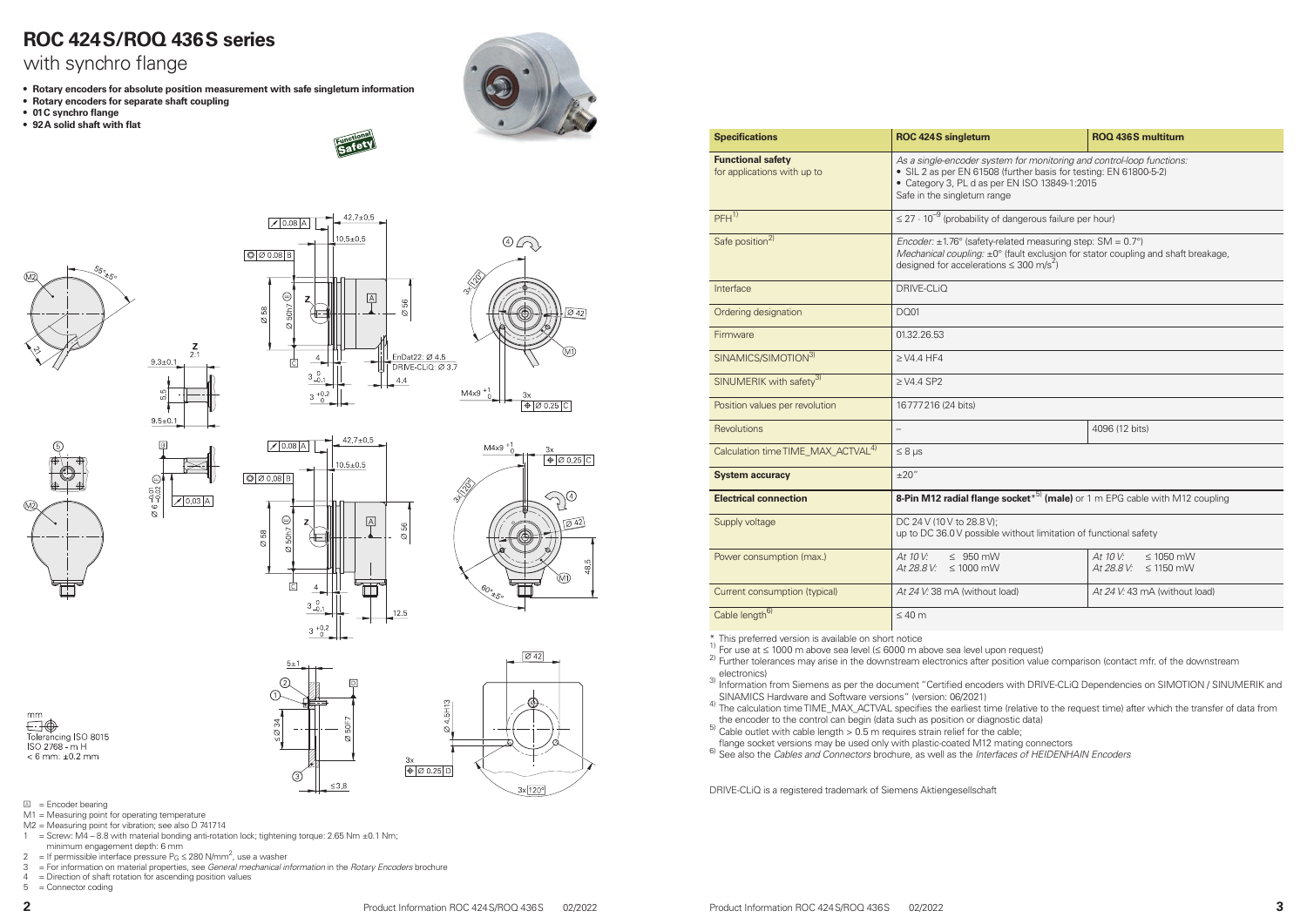# ROC 424 S/ROQ 436 S series

with synchro flange

- **Rotary encoders for absolute position measurement with safe singleturn information**
- **Rotary encoders for separate shaft coupling**
- **01C synchro flange**
- **92A solid shaft with flat**

mm

Tolerancing ISO 8015
ISO 2768 - m H
< 6 mm: ±0.2 mm

Ⓐ = Encoder bearing
M1 = Measuring point for operating temperature
M2 = Measuring point for vibration; see also D 741714
1 = Screw: M4 – 8.8 with material bonding anti-rotation lock; tightening torque: 2.65 Nm ±0.1 Nm; minimum engagement depth: 6 mm
2 = If permissible interface pressure $P_G \leq 280$ N/mm², use a washer
3 = For information on material properties, see *General mechanical information* in the *Rotary Encoders* brochure
4 = Direction of shaft rotation for ascending position values
5 = Connector coding

| Specifications | ROC 424 S singleturn | ROQ 436 S multiturn |
|---|---|---|
| **Functional safety** for applications with up to | *As a single-encoder system for monitoring and control-loop functions:* • SIL 2 as per EN 61508 (further basis for testing: EN 61800-5-2) • Category 3, PL d as per EN ISO 13849-1:2015 Safe in the singleturn range | |
| PFH[1] | ≤ 27 · $10^{-9}$ (probability of dangerous failure per hour) | |
| Safe position[2] | *Encoder:* ±1.76° (safety-related measuring step: SM = 0.7°) *Mechanical coupling:* ±0° (fault exclusion for stator coupling and shaft breakage, designed for accelerations ≤ 300 m/s²) | |
| Interface | DRIVE-CLiQ | |
| Ordering designation | DQ01 | |
| Firmware | 01.32.26.53 | |
| SINAMICS/SIMOTION[3] | ≥ V4.4 HF4 | |
| SINUMERIK with safety[3] | ≥ V4.4 SP2 | |
| Position values per revolution | 16777216 (24 bits) | |
| Revolutions | – | 4096 (12 bits) |
| Calculation time TIME_MAX_ACTVAL[4] | ≤ 8 µs | |
| **System accuracy** | ±20″ | |
| **Electrical connection** | **8-Pin M12 radial flange socket*[5] (male)** or 1 m EPG cable with M12 coupling | |
| Supply voltage | DC 24 V (10 V to 28.8 V); up to DC 36.0 V possible without limitation of functional safety | |
| Power consumption (max.) | *At 10 V:* ≤ 950 mW *At 28.8 V:* ≤ 1000 mW | *At 10 V:* ≤ 1050 mW *At 28.8 V:* ≤ 1150 mW |
| Current consumption (typical) | *At 24 V:* 38 mA (without load) | *At 24 V:* 43 mA (without load) |
| Cable length[6] | ≤ 40 m | |

\* This preferred version is available on short notice
[1] For use at ≤ 1000 m above sea level (≤ 6000 m above sea level upon request)
[2] Further tolerances may arise in the downstream electronics after position value comparison (contact mfr. of the downstream electronics)
[3] Information from Siemens as per the document "Certified encoders with DRIVE-CLiQ Dependencies on SIMOTION / SINUMERIK and SINAMICS Hardware and Software versions" (version: 06/2021)
[4] The calculation time TIME_MAX_ACTVAL specifies the earliest time (relative to the request time) after which the transfer of data from the encoder to the control can begin (data such as position or diagnostic data)
[5] Cable outlet with cable length > 0.5 m requires strain relief for the cable; flange socket versions may be used only with plastic-coated M12 mating connectors
[6] See also the *Cables and Connectors* brochure, as well as the *Interfaces of HEIDENHAIN Encoders*

DRIVE-CLiQ is a registered trademark of Siemens Aktiengesellschaft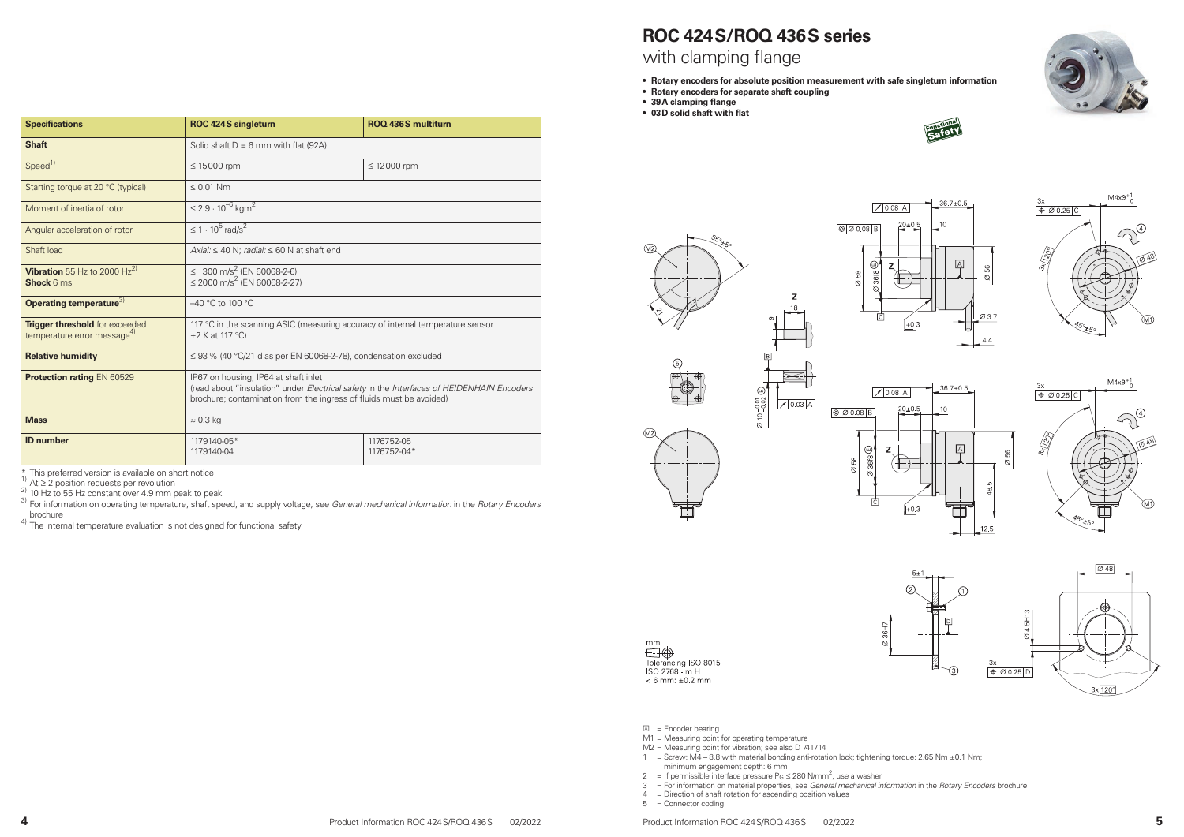# ROC 424 S/ROQ 436 S series

## with clamping flange

- **Rotary encoders for absolute position measurement with safe singleturn information**
- **Rotary encoders for separate shaft coupling**
- **39 A clamping flange**
- **03 D solid shaft with flat**

| **Specifications** | **ROC 424 S singleturn** | **ROQ 436 S multiturn** |
|---|---|---|
| **Shaft** | Solid shaft D = 6 mm with flat (92A) | |
| Speed[1] | ≤ 15000 rpm | ≤ 12000 rpm |
| Starting torque at 20 °C (typical) | ≤ 0.01 Nm | |
| Moment of inertia of rotor | $\leq 2.9 \cdot 10^{-6}$ kgm$^2$ | |
| Angular acceleration of rotor | $\leq 1 \cdot 10^5$ rad/s$^2$ | |
| Shaft load | *Axial:* ≤ 40 N; *radial:* ≤ 60 N at shaft end | |
| **Vibration** 55 Hz to 2000 Hz[2]<br>**Shock** 6 ms | ≤ 300 m/s$^2$ (EN 60068-2-6)<br>≤ 2000 m/s$^2$ (EN 60068-2-27) | |
| **Operating temperature**[3] | –40 °C to 100 °C | |
| **Trigger threshold** for exceeded temperature error message[4] | 117 °C in the scanning ASIC (measuring accuracy of internal temperature sensor. ±2 K at 117 °C) | |
| **Relative humidity** | ≤ 93 % (40 °C/21 d as per EN 60068-2-78), condensation excluded | |
| **Protection rating** EN 60529 | IP67 on housing; IP64 at shaft inlet<br>(read about "insulation" under *Electrical safety* in the *Interfaces of HEIDENHAIN Encoders* brochure; contamination from the ingress of fluids must be avoided) | |
| **Mass** | ≈ 0.3 kg | |
| **ID number** | 1179140-05*<br>1179140-04 | 1176752-05<br>1176752-04* |

\* This preferred version is available on short notice
[1] At ≥ 2 position requests per revolution
[2] 10 Hz to 55 Hz constant over 4.9 mm peak to peak
[3] For information on operating temperature, shaft speed, and supply voltage, see *General mechanical information* in the *Rotary Encoders* brochure
[4] The internal temperature evaluation is not designed for functional safety

mm
Tolerancing ISO 8015
ISO 2768 - m H
< 6 mm: ±0.2 mm

Ⓐ = Encoder bearing
M1 = Measuring point for operating temperature
M2 = Measuring point for vibration; see also D 741714
1 = Screw: M4 – 8.8 with material bonding anti-rotation lock; tightening torque: 2.65 Nm ±0.1 Nm; minimum engagement depth: 6 mm
2 = If permissible interface pressure $P_G \leq 280$ N/mm$^2$, use a washer
3 = For information on material properties, see *General mechanical information* in the *Rotary Encoders* brochure
4 = Direction of shaft rotation for ascending position values
5 = Connector coding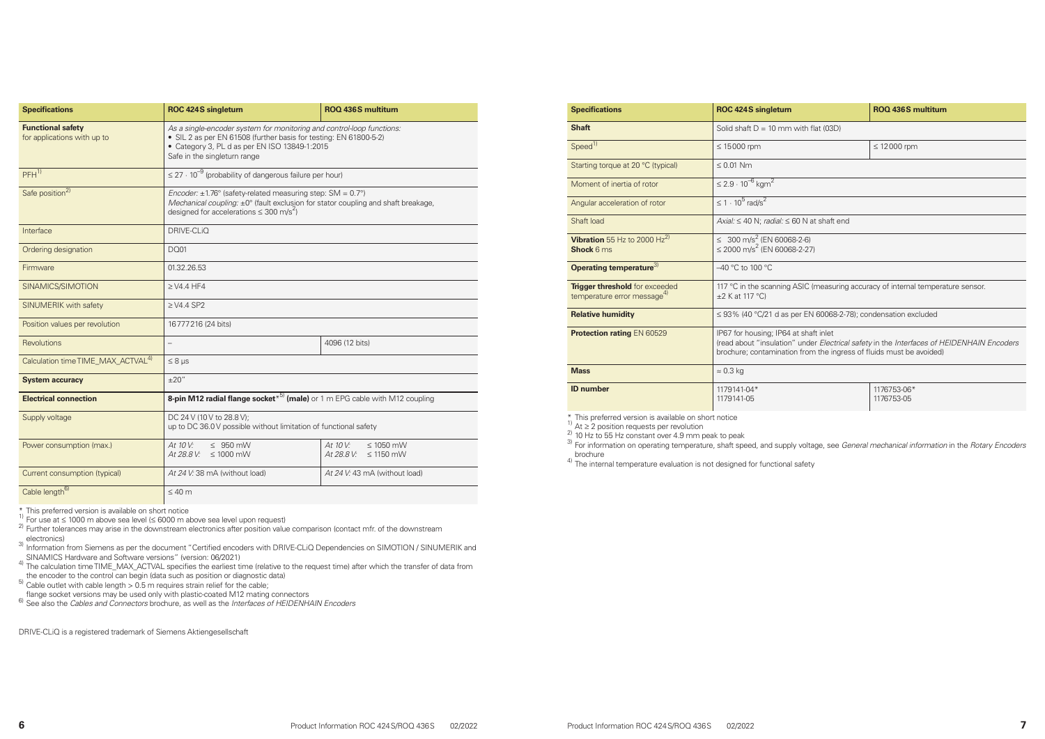| Specifications | ROC 424S singleturn | ROQ 436S multiturn |
|---|---|---|
| **Functional safety** for applications with up to | *As a single-encoder system for monitoring and control-loop functions:* • SIL 2 as per EN 61508 (further basis for testing: EN 61800-5-2) • Category 3, PL d as per EN ISO 13849-1:2015 Safe in the singleturn range | |
| PFH[1] | $\leq 27 \cdot 10^{-9}$ (probability of dangerous failure per hour) | |
| Safe position[2] | *Encoder:* ±1.76° (safety-related measuring step: SM = 0.7°) *Mechanical coupling:* ±0° (fault exclusion for stator coupling and shaft breakage, designed for accelerations ≤ 300 m/s²) | |
| Interface | DRIVE-CLiQ | |
| Ordering designation | DQ01 | |
| Firmware | 01.32.26.53 | |
| SINAMICS/SIMOTION | ≥ V4.4 HF4 | |
| SINUMERIK with safety | ≥ V4.4 SP2 | |
| Position values per revolution | 16777216 (24 bits) | |
| Revolutions | – | 4096 (12 bits) |
| Calculation time TIME_MAX_ACTVAL[4] | ≤ 8 µs | |
| **System accuracy** | ±20" | |
| **Electrical connection** | **8-pin M12 radial flange socket*[5] (male)** or 1 m EPG cable with M12 coupling | |
| Supply voltage | DC 24 V (10 V to 28.8 V); up to DC 36.0 V possible without limitation of functional safety | |
| Power consumption (max.) | *At 10 V:* ≤ 950 mW *At 28.8 V:* ≤ 1000 mW | *At 10 V:* ≤ 1050 mW *At 28.8 V:* ≤ 1150 mW |
| Current consumption (typical) | *At 24 V:* 38 mA (without load) | *At 24 V:* 43 mA (without load) |
| Cable length[6] | ≤ 40 m | |

\* This preferred version is available on short notice
[1] For use at ≤ 1000 m above sea level (≤ 6000 m above sea level upon request)
[2] Further tolerances may arise in the downstream electronics after position value comparison (contact mfr. of the downstream electronics)
[3] Information from Siemens as per the document "Certified encoders with DRIVE-CLiQ Dependencies on SIMOTION / SINUMERIK and SINAMICS Hardware and Software versions" (version: 06/2021)
[4] The calculation time TIME_MAX_ACTVAL specifies the earliest time (relative to the request time) after which the transfer of data from the encoder to the control can begin (data such as position or diagnostic data)
[5] Cable outlet with cable length > 0.5 m requires strain relief for the cable; flange socket versions may be used only with plastic-coated M12 mating connectors
[6] See also the *Cables and Connectors* brochure, as well as the *Interfaces of HEIDENHAIN Encoders*

DRIVE-CLiQ is a registered trademark of Siemens Aktiengesellschaft

| Specifications | ROC 424S singleturn | ROQ 436S multiturn |
|---|---|---|
| **Shaft** | Solid shaft D = 10 mm with flat (03D) | |
| Speed[1] | ≤ 15000 rpm | ≤ 12000 rpm |
| Starting torque at 20 °C (typical) | ≤ 0.01 Nm | |
| Moment of inertia of rotor | $\leq 2.9 \cdot 10^{-6}$ kgm² | |
| Angular acceleration of rotor | $\leq 1 \cdot 10^{5}$ rad/s² | |
| Shaft load | *Axial:* ≤ 40 N; *radial:* ≤ 60 N at shaft end | |
| **Vibration** 55 Hz to 2000 Hz[2] **Shock** 6 ms | ≤ 300 m/s² (EN 60068-2-6) ≤ 2000 m/s² (EN 60068-2-27) | |
| **Operating temperature**[3] | –40 °C to 100 °C | |
| **Trigger threshold** for exceeded temperature error message[4] | 117 °C in the scanning ASIC (measuring accuracy of internal temperature sensor. ±2 K at 117 °C) | |
| **Relative humidity** | ≤ 93% (40 °C/21 d as per EN 60068-2-78); condensation excluded | |
| **Protection rating** EN 60529 | IP67 for housing; IP64 at shaft inlet (read about "insulation" under *Electrical safety* in the *Interfaces of HEIDENHAIN Encoders* brochure; contamination from the ingress of fluids must be avoided) | |
| **Mass** | ≈ 0.3 kg | |
| **ID number** | 1179141-04* 1179141-05 | 1176753-06* 1176753-05 |

\* This preferred version is available on short notice
[1] At ≥ 2 position requests per revolution
[2] 10 Hz to 55 Hz constant over 4.9 mm peak to peak
[3] For information on operating temperature, shaft speed, and supply voltage, see *General mechanical information* in the *Rotary Encoders* brochure
[4] The internal temperature evaluation is not designed for functional safety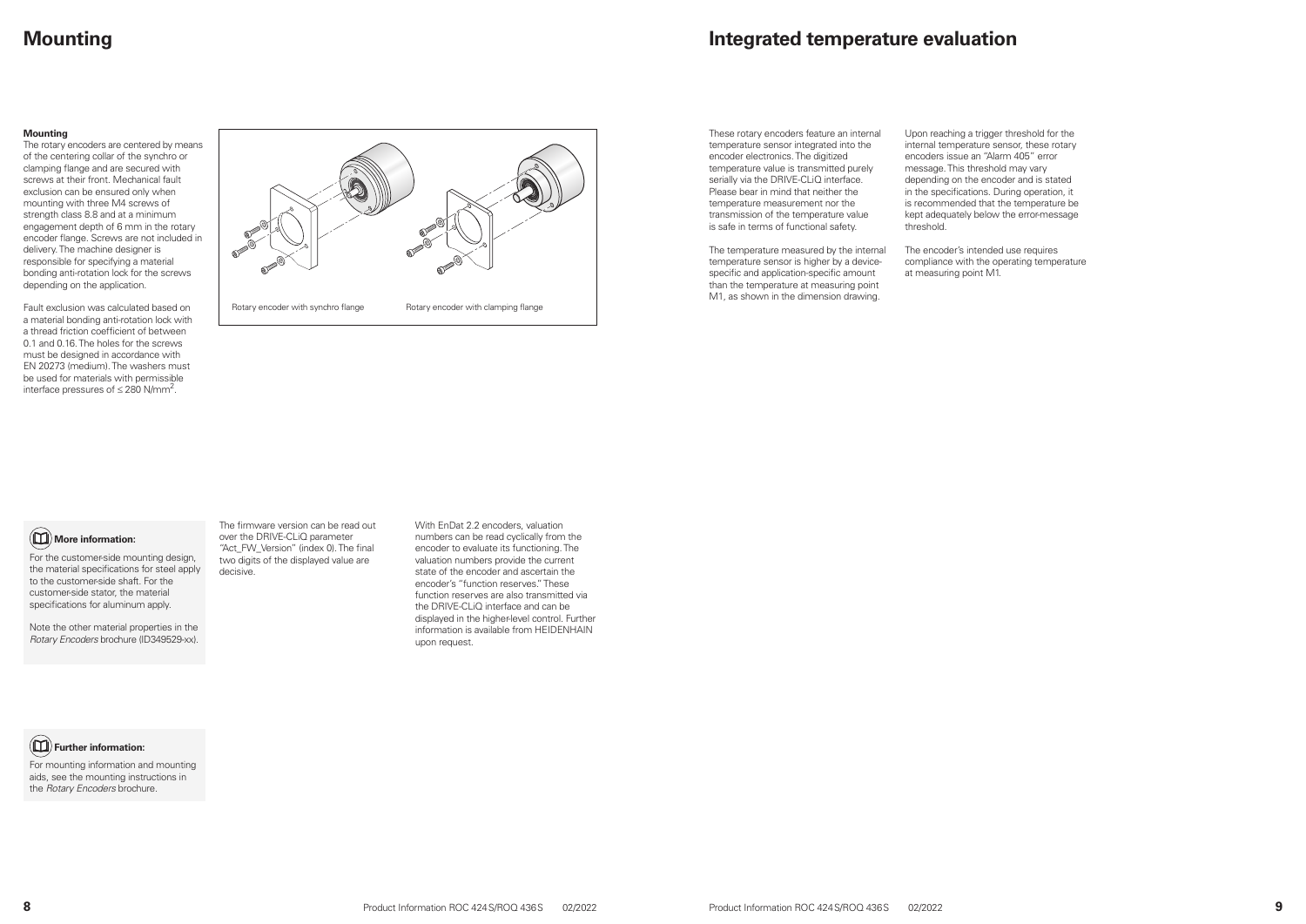# Mounting

**Mounting**

The rotary encoders are centered by means of the centering collar of the synchro or clamping flange and are secured with screws at their front. Mechanical fault exclusion can be ensured only when mounting with three M4 screws of strength class 8.8 and at a minimum engagement depth of 6 mm in the rotary encoder flange. Screws are not included in delivery. The machine designer is responsible for specifying a material bonding anti-rotation lock for the screws depending on the application.

Fault exclusion was calculated based on a material bonding anti-rotation lock with a thread friction coefficient of between 0.1 and 0.16. The holes for the screws must be designed in accordance with EN 20273 (medium). The washers must be used for materials with permissible interface pressures of ≤ 280 N/mm$^2$.

Rotary encoder with synchro flange

Rotary encoder with clamping flange

**More information:**

For the customer-side mounting design, the material specifications for steel apply to the customer-side shaft. For the customer-side stator, the material specifications for aluminum apply.

Note the other material properties in the *Rotary Encoders* brochure (ID349529-xx).

The firmware version can be read out over the DRIVE-CLiQ parameter "Act_FW_Version" (index 0). The final two digits of the displayed value are decisive.

With EnDat 2.2 encoders, valuation numbers can be read cyclically from the encoder to evaluate its functioning. The valuation numbers provide the current state of the encoder and ascertain the encoder's "function reserves." These function reserves are also transmitted via the DRIVE-CLiQ interface and can be displayed in the higher-level control. Further information is available from HEIDENHAIN upon request.

**Further information:**

For mounting information and mounting aids, see the mounting instructions in the *Rotary Encoders* brochure.

# Integrated temperature evaluation

These rotary encoders feature an internal temperature sensor integrated into the encoder electronics. The digitized temperature value is transmitted purely serially via the DRIVE-CLiQ interface. Please bear in mind that neither the temperature measurement nor the transmission of the temperature value is safe in terms of functional safety.

The temperature measured by the internal temperature sensor is higher by a device-specific and application-specific amount than the temperature at measuring point M1, as shown in the dimension drawing.

Upon reaching a trigger threshold for the internal temperature sensor, these rotary encoders issue an "Alarm 405" error message. This threshold may vary depending on the encoder and is stated in the specifications. During operation, it is recommended that the temperature be kept adequately below the error-message threshold.

The encoder's intended use requires compliance with the operating temperature at measuring point M1.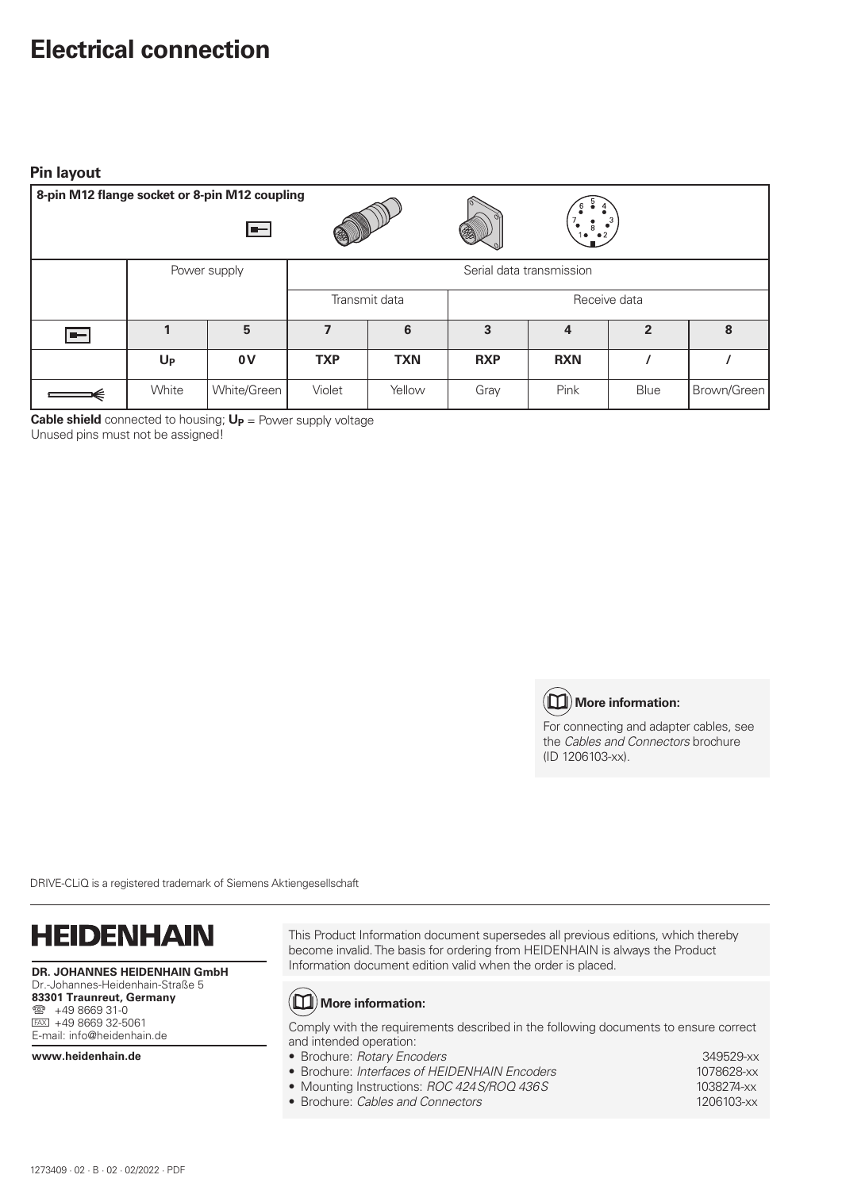# Electrical connection

## Pin layout

| 8-pin M12 flange socket or 8-pin M12 coupling | | | | | | | | |
|---|---|---|---|---|---|---|---|---|
| | Power supply | | Serial data transmission | | | | | |
| | | | Transmit data | | Receive data | | | |
| | 1 | 5 | 7 | 6 | 3 | 4 | 2 | 8 |
| | $U_P$ | 0 V | TXP | TXN | RXP | RXN | / | / |
| | White | White/Green | Violet | Yellow | Gray | Pink | Blue | Brown/Green |

**Cable shield** connected to housing; $\mathbf{U_P}$ = Power supply voltage
Unused pins must not be assigned!

**More information:**

For connecting and adapter cables, see the *Cables and Connectors* brochure (ID 1206103-xx).

DRIVE-CLiQ is a registered trademark of Siemens Aktiengesellschaft

**HEIDENHAIN**

**DR. JOHANNES HEIDENHAIN GmbH**
Dr.-Johannes-Heidenhain-Straße 5
**83301 Traunreut, Germany**
+49 8669 31-0
FAX +49 8669 32-5061
E-mail: info@heidenhain.de

**www.heidenhain.de**

This Product Information document supersedes all previous editions, which thereby become invalid. The basis for ordering from HEIDENHAIN is always the Product Information document edition valid when the order is placed.

**More information:**

Comply with the requirements described in the following documents to ensure correct and intended operation:

- Brochure: *Rotary Encoders* 349529-xx
- Brochure: *Interfaces of HEIDENHAIN Encoders* 1078628-xx
- Mounting Instructions: *ROC 424 S/ROQ 436 S* 1038274-xx
- Brochure: *Cables and Connectors* 1206103-xx

1273409 · 02 · B · 02 · 02/2022 · PDF